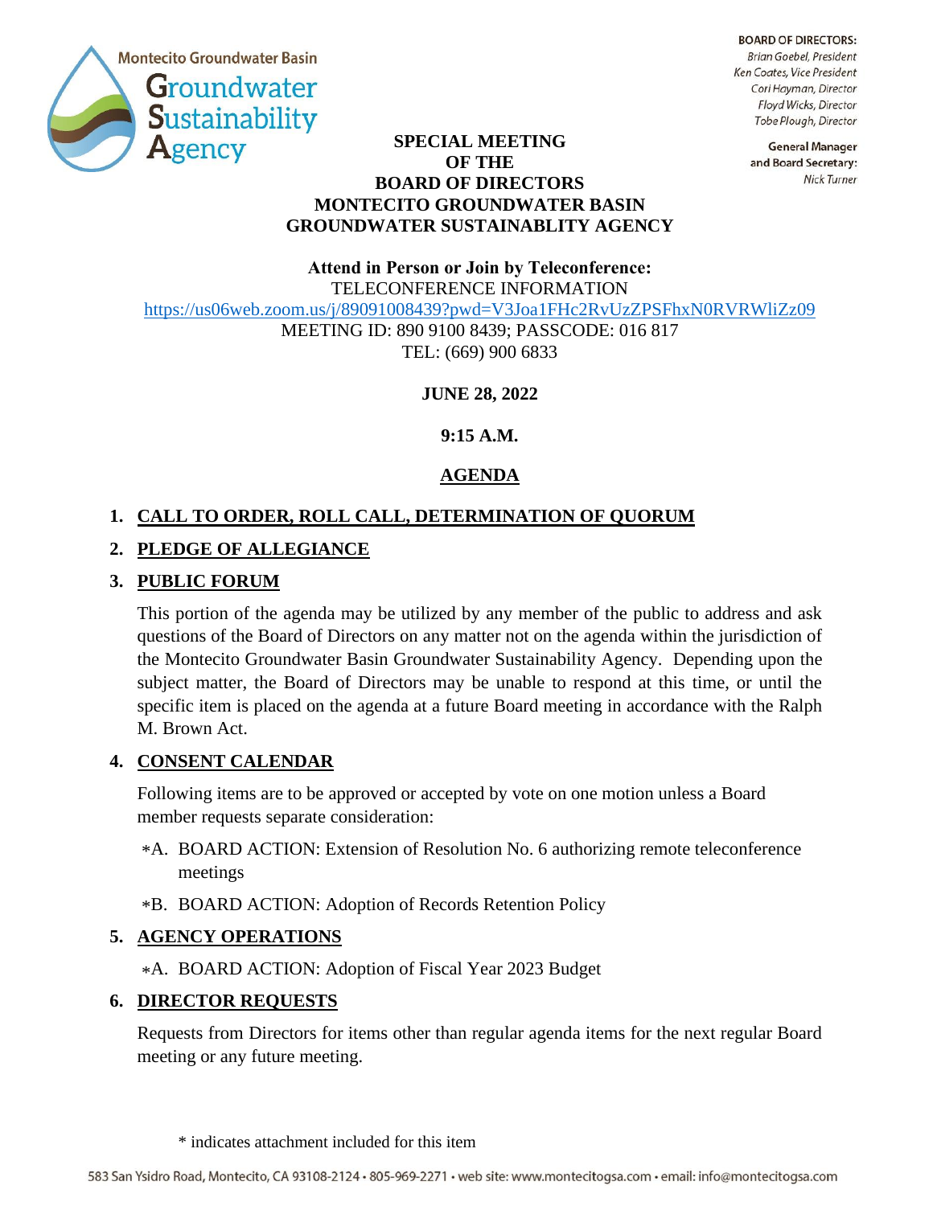Montecito Groundwater Basin

Groundwater Sustainability Agency

**BOARD OF DIRECTORS:**
*Brian Goebel, President*
*Ken Coates, Vice President*
*Cori Hayman, Director*
*Floyd Wicks, Director*
*Tobe Plough, Director*

**General Manager and Board Secretary:**
*Nick Turner*

# SPECIAL MEETING OF THE BOARD OF DIRECTORS MONTECITO GROUNDWATER BASIN GROUNDWATER SUSTAINABLITY AGENCY

**Attend in Person or Join by Teleconference:**

TELECONFERENCE INFORMATION

https://us06web.zoom.us/j/89091008439?pwd=V3Joa1FHc2RvUzZPSFhxN0RVRWliZz09

MEETING ID: 890 9100 8439; PASSCODE: 016 817

TEL: (669) 900 6833

**JUNE 28, 2022**

**9:15 A.M.**

## AGENDA

1. **CALL TO ORDER, ROLL CALL, DETERMINATION OF QUORUM**
2. **PLEDGE OF ALLEGIANCE**
3. **PUBLIC FORUM**

   This portion of the agenda may be utilized by any member of the public to address and ask questions of the Board of Directors on any matter not on the agenda within the jurisdiction of the Montecito Groundwater Basin Groundwater Sustainability Agency. Depending upon the subject matter, the Board of Directors may be unable to respond at this time, or until the specific item is placed on the agenda at a future Board meeting in accordance with the Ralph M. Brown Act.

4. **CONSENT CALENDAR**

   Following items are to be approved or accepted by vote on one motion unless a Board member requests separate consideration:

   *A. BOARD ACTION: Extension of Resolution No. 6 authorizing remote teleconference meetings

   *B. BOARD ACTION: Adoption of Records Retention Policy

5. **AGENCY OPERATIONS**

   *A. BOARD ACTION: Adoption of Fiscal Year 2023 Budget

6. **DIRECTOR REQUESTS**

   Requests from Directors for items other than regular agenda items for the next regular Board meeting or any future meeting.

\* indicates attachment included for this item

583 San Ysidro Road, Montecito, CA 93108-2124 • 805-969-2271 • web site: www.montecitogsa.com • email: info@montecitogsa.com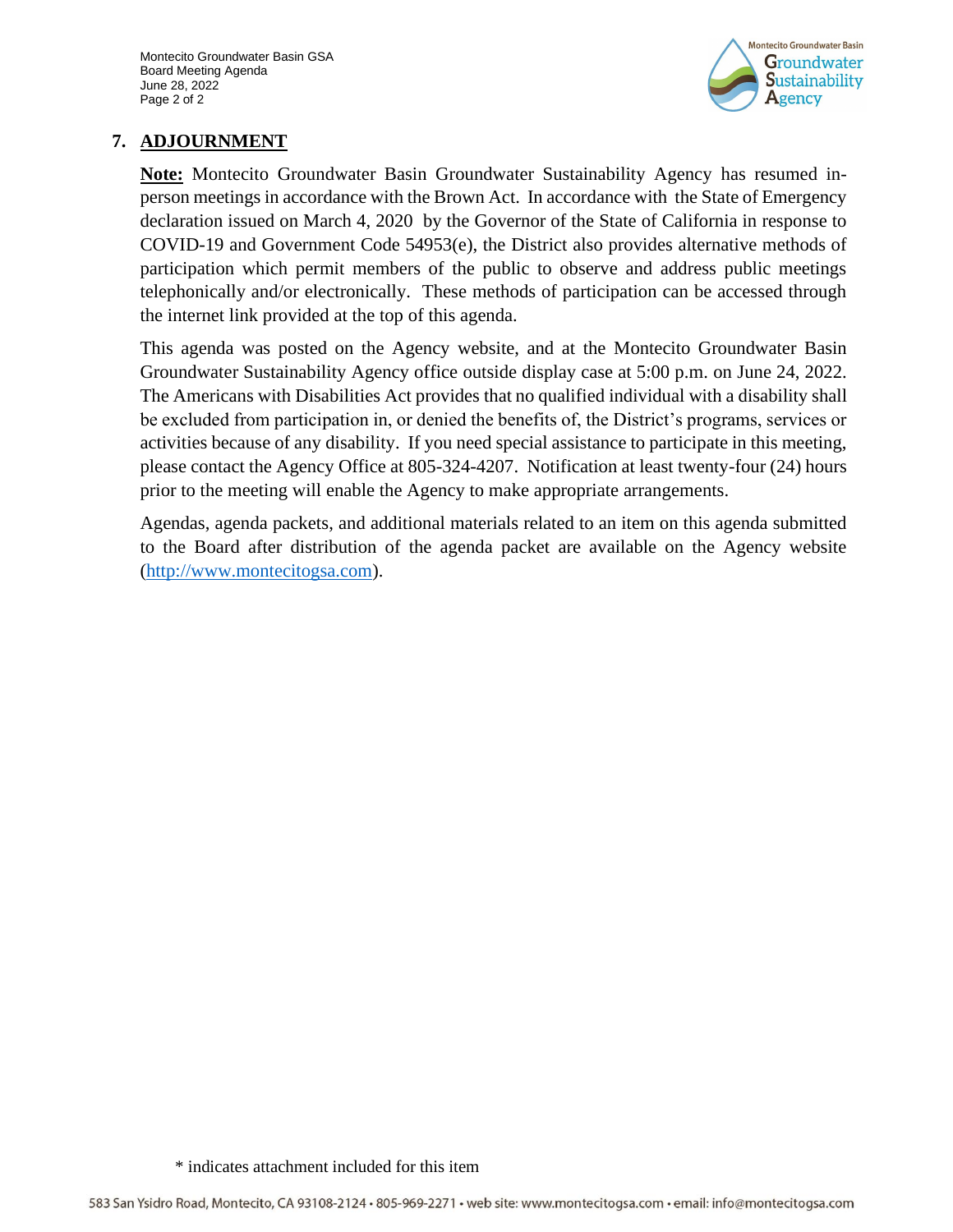## 7. ADJOURNMENT

**Note:** Montecito Groundwater Basin Groundwater Sustainability Agency has resumed in-person meetings in accordance with the Brown Act. In accordance with the State of Emergency declaration issued on March 4, 2020 by the Governor of the State of California in response to COVID-19 and Government Code 54953(e), the District also provides alternative methods of participation which permit members of the public to observe and address public meetings telephonically and/or electronically. These methods of participation can be accessed through the internet link provided at the top of this agenda.

This agenda was posted on the Agency website, and at the Montecito Groundwater Basin Groundwater Sustainability Agency office outside display case at 5:00 p.m. on June 24, 2022. The Americans with Disabilities Act provides that no qualified individual with a disability shall be excluded from participation in, or denied the benefits of, the District's programs, services or activities because of any disability. If you need special assistance to participate in this meeting, please contact the Agency Office at 805-324-4207. Notification at least twenty-four (24) hours prior to the meeting will enable the Agency to make appropriate arrangements.

Agendas, agenda packets, and additional materials related to an item on this agenda submitted to the Board after distribution of the agenda packet are available on the Agency website (http://www.montecitogsa.com).

* indicates attachment included for this item